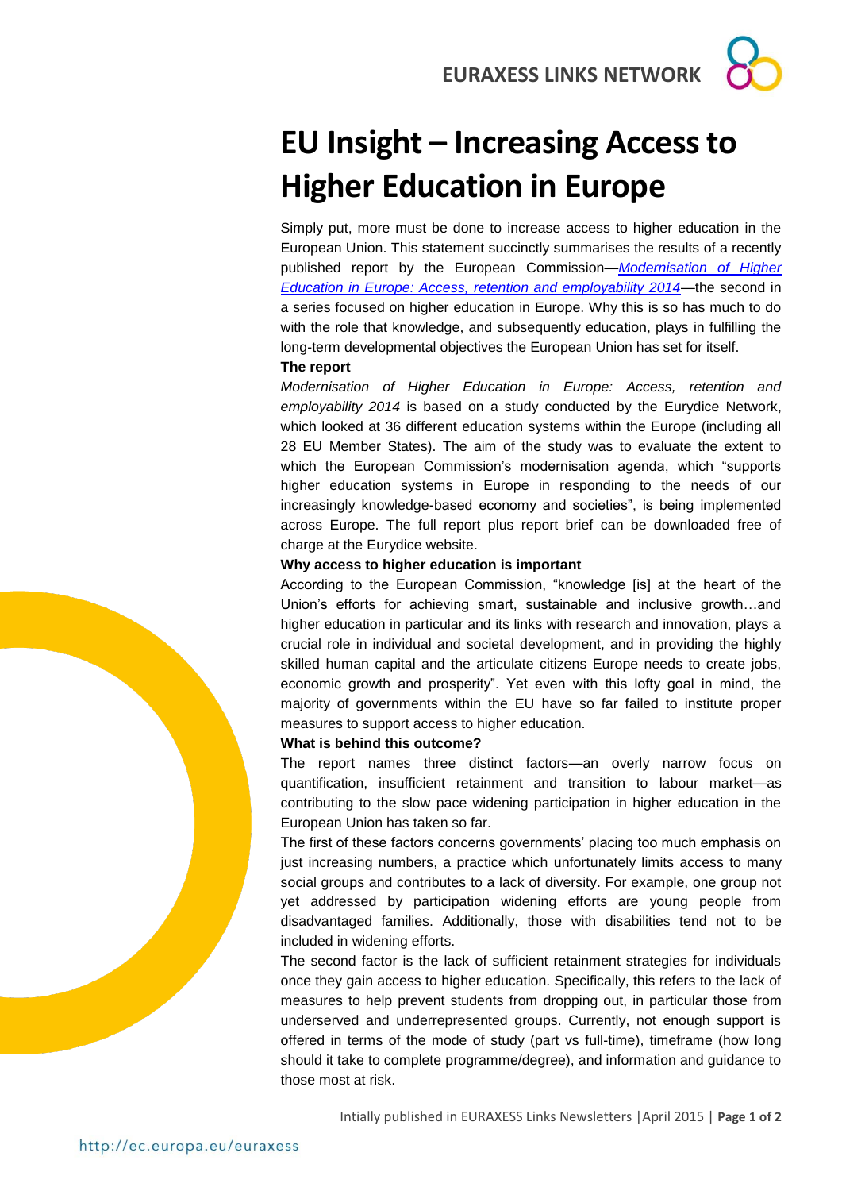# EU Insight – Increasing Access to Higher Education in Europe

Simply put, more must be done to increase access to higher education in the European Union. This statement succinctly summarises the results of a recently published report by the European Commission—*Modernisation of Higher Education in Europe: Access, retention and employability 2014*—the second in a series focused on higher education in Europe. Why this is so has much to do with the role that knowledge, and subsequently education, plays in fulfilling the long-term developmental objectives the European Union has set for itself.

**The report**

*Modernisation of Higher Education in Europe: Access, retention and employability 2014* is based on a study conducted by the Eurydice Network, which looked at 36 different education systems within the Europe (including all 28 EU Member States). The aim of the study was to evaluate the extent to which the European Commission's modernisation agenda, which "supports higher education systems in Europe in responding to the needs of our increasingly knowledge-based economy and societies", is being implemented across Europe. The full report plus report brief can be downloaded free of charge at the Eurydice website.

**Why access to higher education is important**

According to the European Commission, "knowledge [is] at the heart of the Union's efforts for achieving smart, sustainable and inclusive growth…and higher education in particular and its links with research and innovation, plays a crucial role in individual and societal development, and in providing the highly skilled human capital and the articulate citizens Europe needs to create jobs, economic growth and prosperity". Yet even with this lofty goal in mind, the majority of governments within the EU have so far failed to institute proper measures to support access to higher education.

**What is behind this outcome?**

The report names three distinct factors—an overly narrow focus on quantification, insufficient retainment and transition to labour market—as contributing to the slow pace widening participation in higher education in the European Union has taken so far.

The first of these factors concerns governments' placing too much emphasis on just increasing numbers, a practice which unfortunately limits access to many social groups and contributes to a lack of diversity. For example, one group not yet addressed by participation widening efforts are young people from disadvantaged families. Additionally, those with disabilities tend not to be included in widening efforts.

The second factor is the lack of sufficient retainment strategies for individuals once they gain access to higher education. Specifically, this refers to the lack of measures to help prevent students from dropping out, in particular those from underserved and underrepresented groups. Currently, not enough support is offered in terms of the mode of study (part vs full-time), timeframe (how long should it take to complete programme/degree), and information and guidance to those most at risk.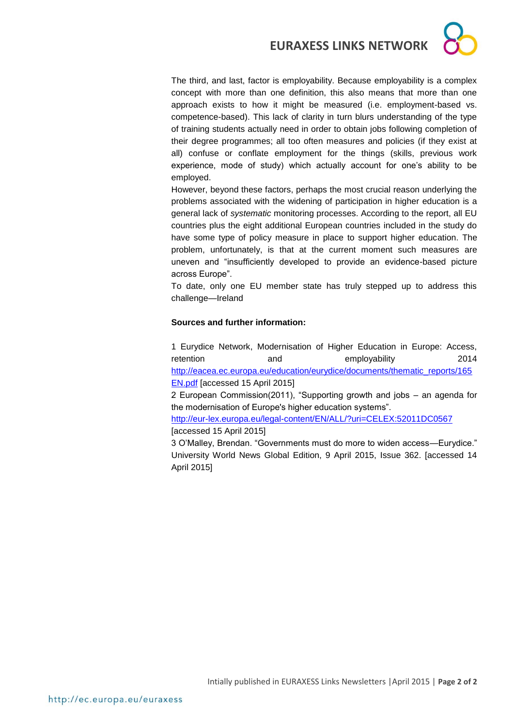The third, and last, factor is employability. Because employability is a complex concept with more than one definition, this also means that more than one approach exists to how it might be measured (i.e. employment-based vs. competence-based). This lack of clarity in turn blurs understanding of the type of training students actually need in order to obtain jobs following completion of their degree programmes; all too often measures and policies (if they exist at all) confuse or conflate employment for the things (skills, previous work experience, mode of study) which actually account for one's ability to be employed.

However, beyond these factors, perhaps the most crucial reason underlying the problems associated with the widening of participation in higher education is a general lack of *systematic* monitoring processes. According to the report, all EU countries plus the eight additional European countries included in the study do have some type of policy measure in place to support higher education. The problem, unfortunately, is that at the current moment such measures are uneven and "insufficiently developed to provide an evidence-based picture across Europe".

To date, only one EU member state has truly stepped up to address this challenge—Ireland

**Sources and further information:**

1 Eurydice Network, Modernisation of Higher Education in Europe: Access, retention and employability 2014 http://eacea.ec.europa.eu/education/eurydice/documents/thematic_reports/165EN.pdf [accessed 15 April 2015]

2 European Commission(2011), "Supporting growth and jobs – an agenda for the modernisation of Europe's higher education systems". http://eur-lex.europa.eu/legal-content/EN/ALL/?uri=CELEX:52011DC0567 [accessed 15 April 2015]

3 O'Malley, Brendan. "Governments must do more to widen access—Eurydice." University World News Global Edition, 9 April 2015, Issue 362. [accessed 14 April 2015]

Intially published in EURAXESS Links Newsletters |April 2015